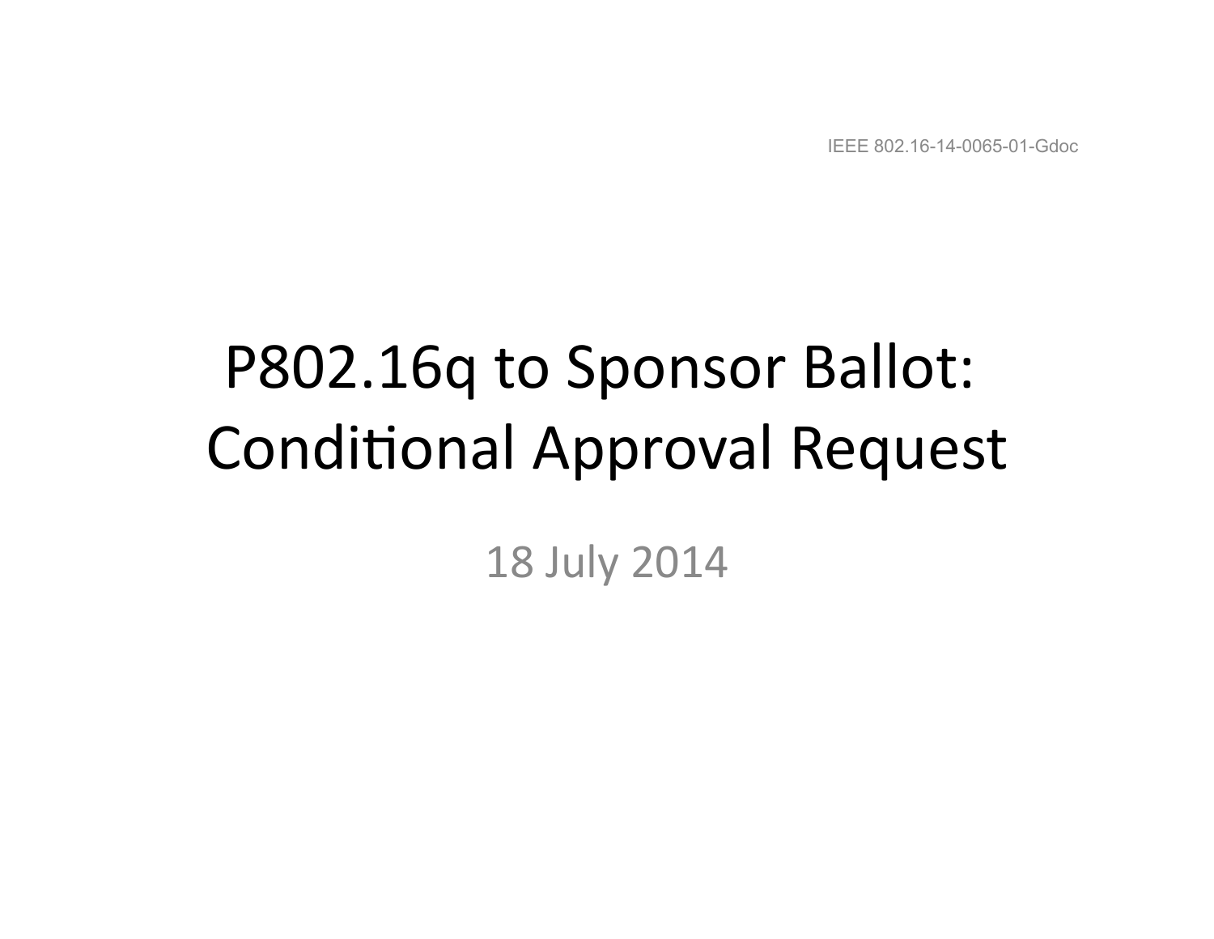IEEE 802.16-14-0065-01-Gdoc

# P802.16q to Sponsor Ballot: Conditional Approval Request

18 July 2014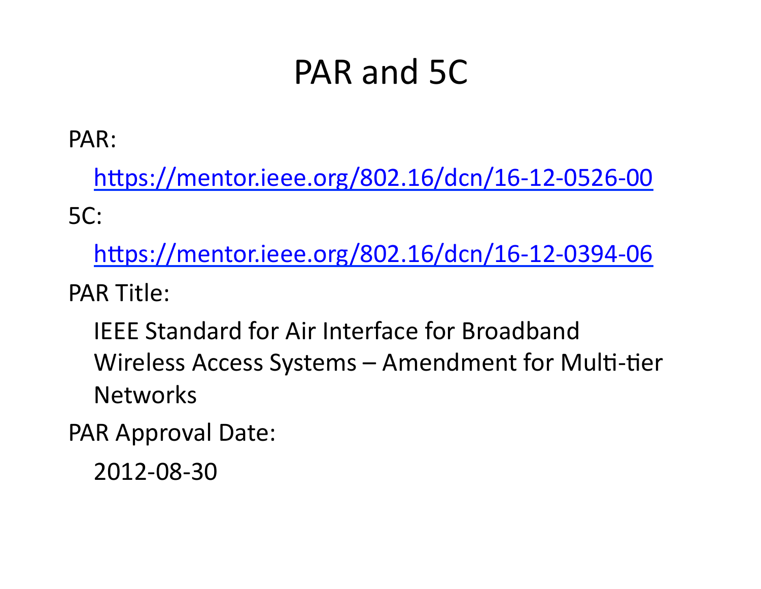# PAR and 5C

PAR:

https://mentor.ieee.org/802.16/dcn/16-12-0526-00

5C:

https://mentor.ieee.org/802.16/dcn/16-12-0394-06

PAR Title:

IEEE Standard for Air Interface for Broadband Wireless Access Systems – Amendment for Multi-tier Networks

PAR Approval Date:

2012-08-30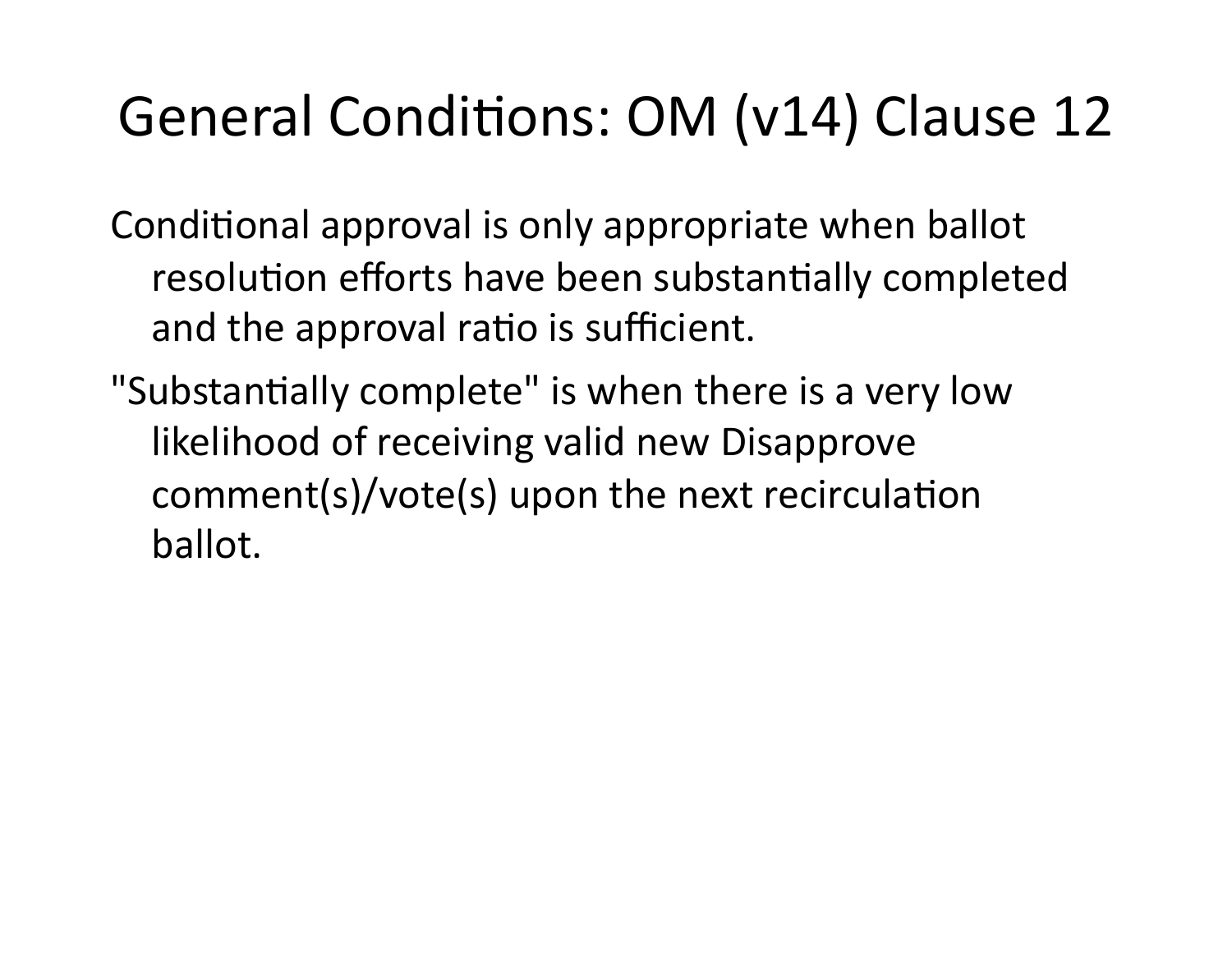# General Conditions: OM (v14) Clause 12

Conditional approval is only appropriate when ballot resolution efforts have been substantially completed and the approval ratio is sufficient.

"Substantially complete" is when there is a very low likelihood of receiving valid new Disapprove comment(s)/vote(s) upon the next recirculation ballot.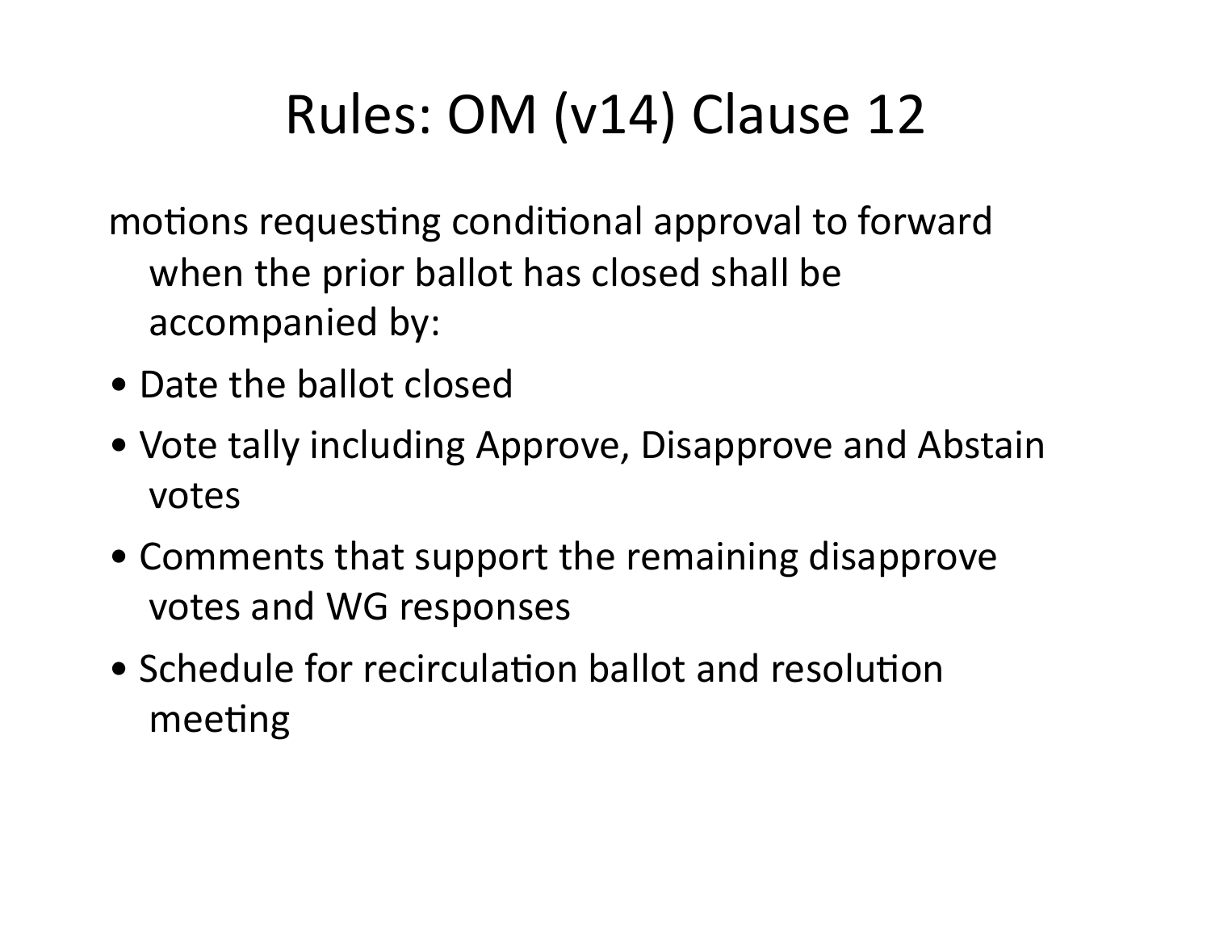# Rules: OM (v14) Clause 12

motions requesting conditional approval to forward when the prior ballot has closed shall be accompanied by:

- Date the ballot closed
- Vote tally including Approve, Disapprove and Abstain votes
- Comments that support the remaining disapprove votes and WG responses
- Schedule for recirculation ballot and resolution meeting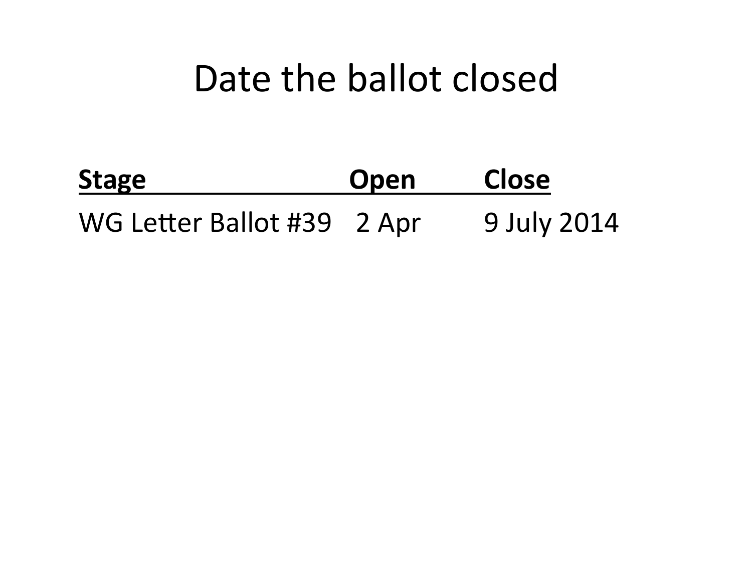# Date the ballot closed

| Stage | Open | Close |
| --- | --- | --- |
| WG Letter Ballot #39 | 2 Apr | 9 July 2014 |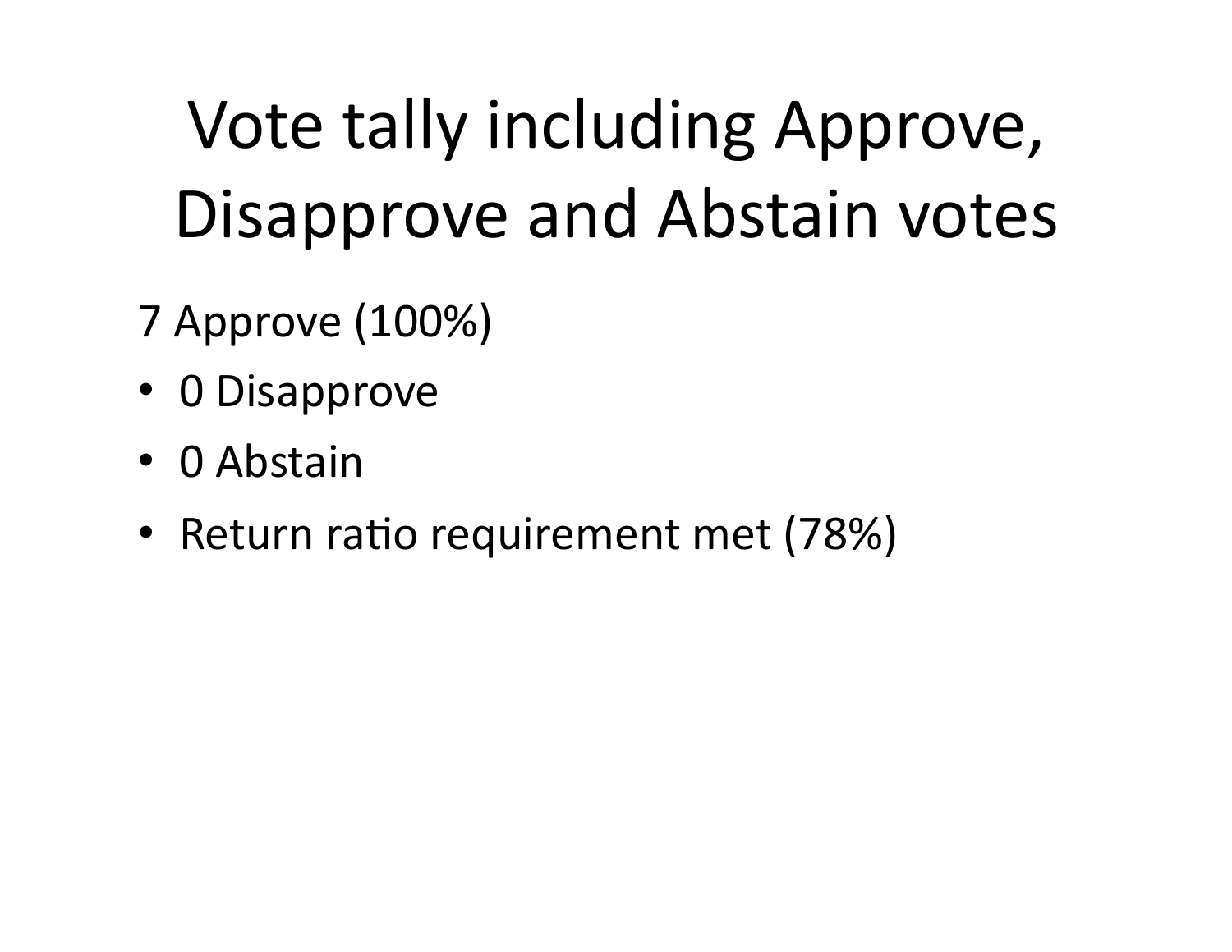# Vote tally including Approve, Disapprove and Abstain votes

7 Approve (100%)

- 0 Disapprove
- 0 Abstain
- Return ratio requirement met (78%)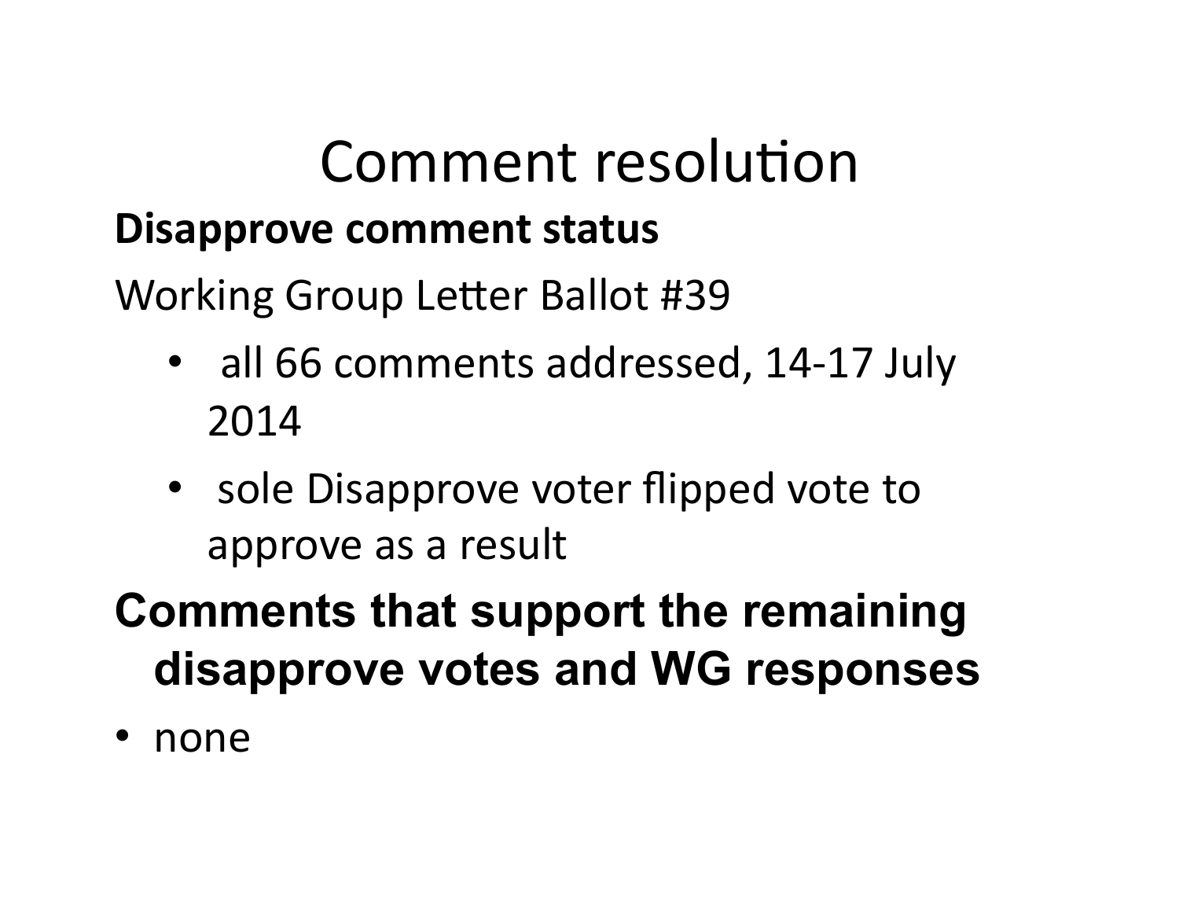# Comment resolution

**Disapprove comment status**

Working Group Letter Ballot #39

- all 66 comments addressed, 14-17 July 2014
- sole Disapprove voter flipped vote to approve as a result

**Comments that support the remaining disapprove votes and WG responses**

- none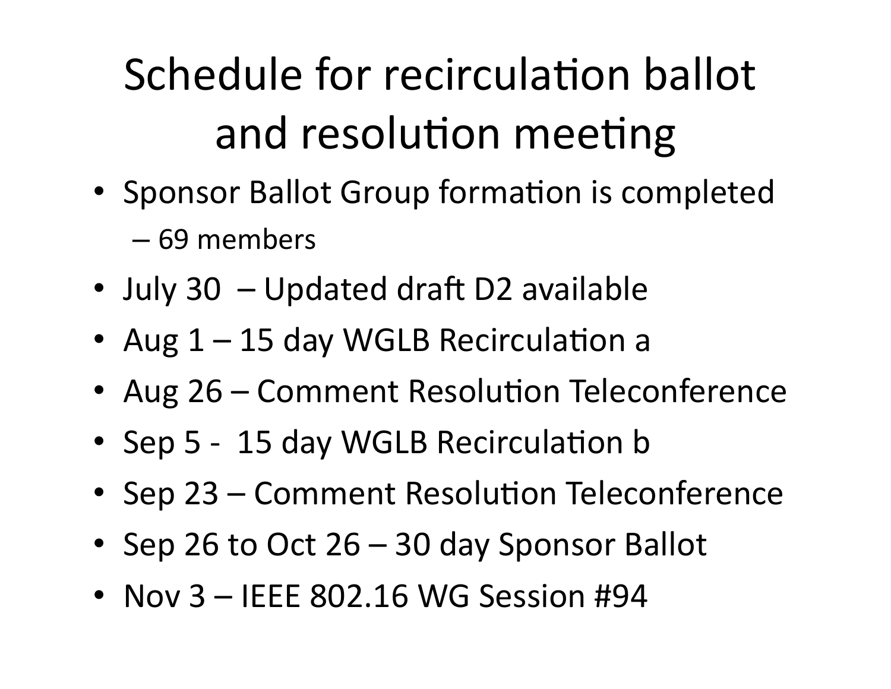# Schedule for recirculation ballot and resolution meeting

- Sponsor Ballot Group formation is completed
  - 69 members
- July 30 – Updated draft D2 available
- Aug 1 – 15 day WGLB Recirculation a
- Aug 26 – Comment Resolution Teleconference
- Sep 5 - 15 day WGLB Recirculation b
- Sep 23 – Comment Resolution Teleconference
- Sep 26 to Oct 26 – 30 day Sponsor Ballot
- Nov 3 – IEEE 802.16 WG Session #94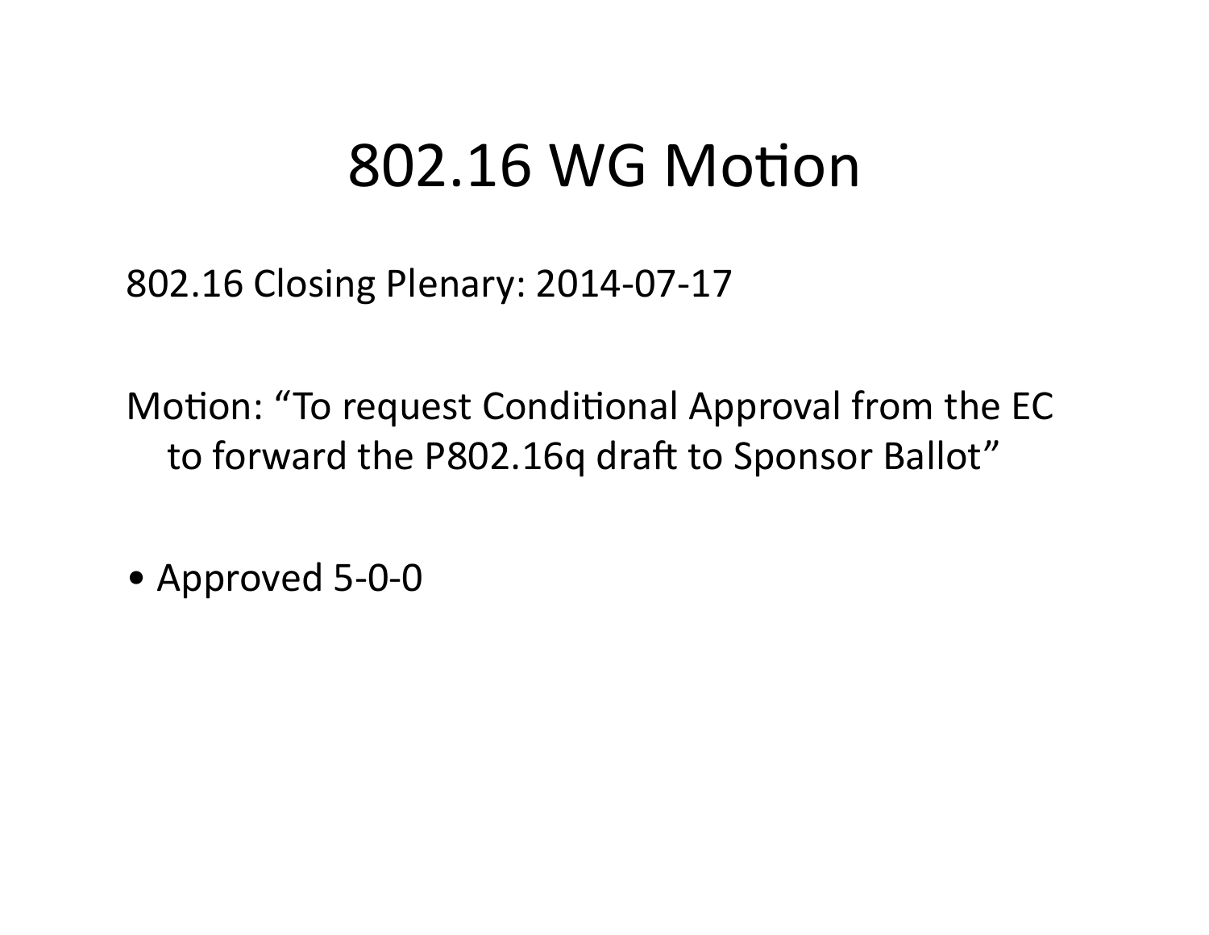# 802.16 WG Motion

802.16 Closing Plenary: 2014-07-17

Motion: "To request Conditional Approval from the EC to forward the P802.16q draft to Sponsor Ballot"

- Approved 5-0-0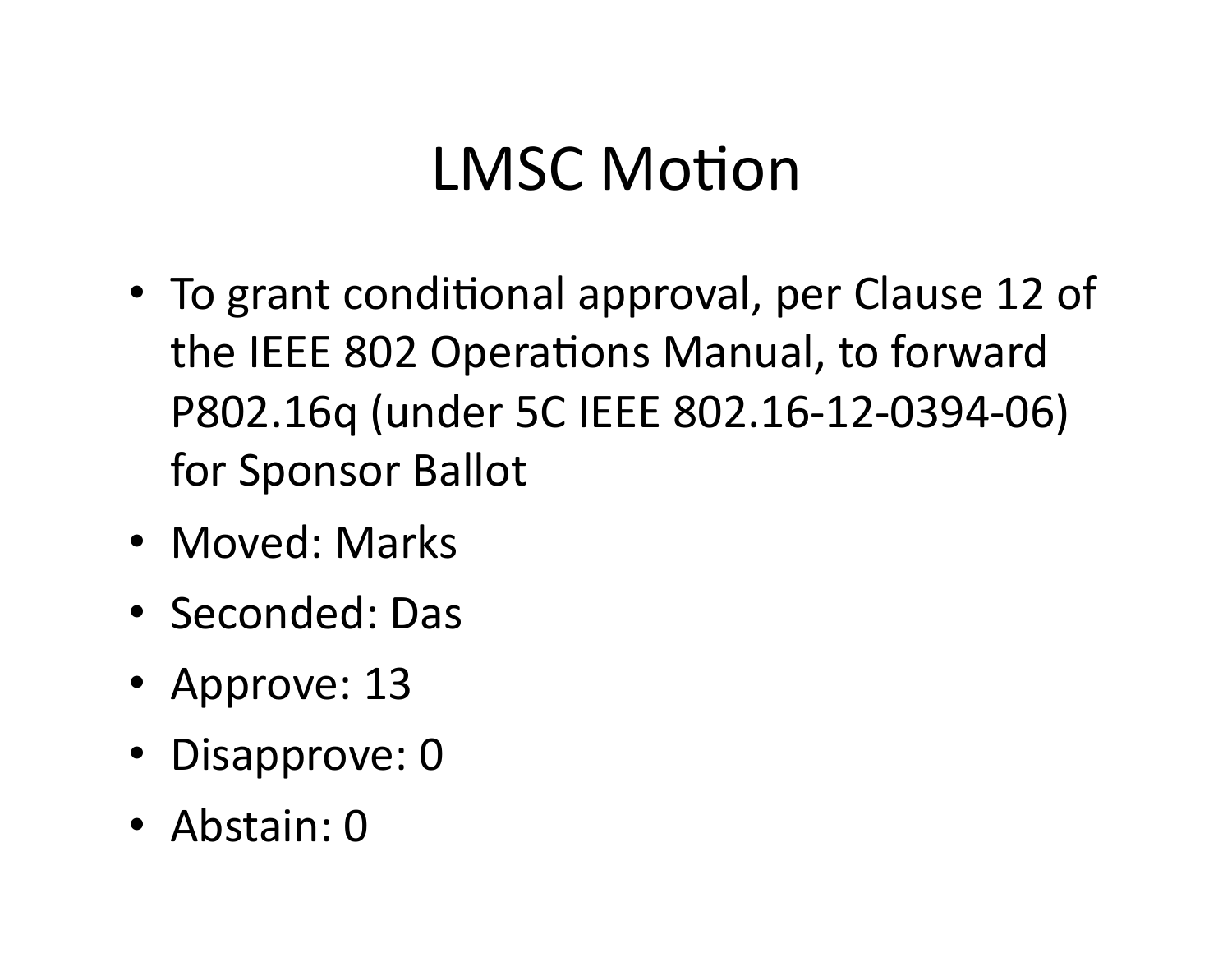# LMSC Motion

- To grant conditional approval, per Clause 12 of the IEEE 802 Operations Manual, to forward P802.16q (under 5C IEEE 802.16-12-0394-06) for Sponsor Ballot
- Moved: Marks
- Seconded: Das
- Approve: 13
- Disapprove: 0
- Abstain: 0